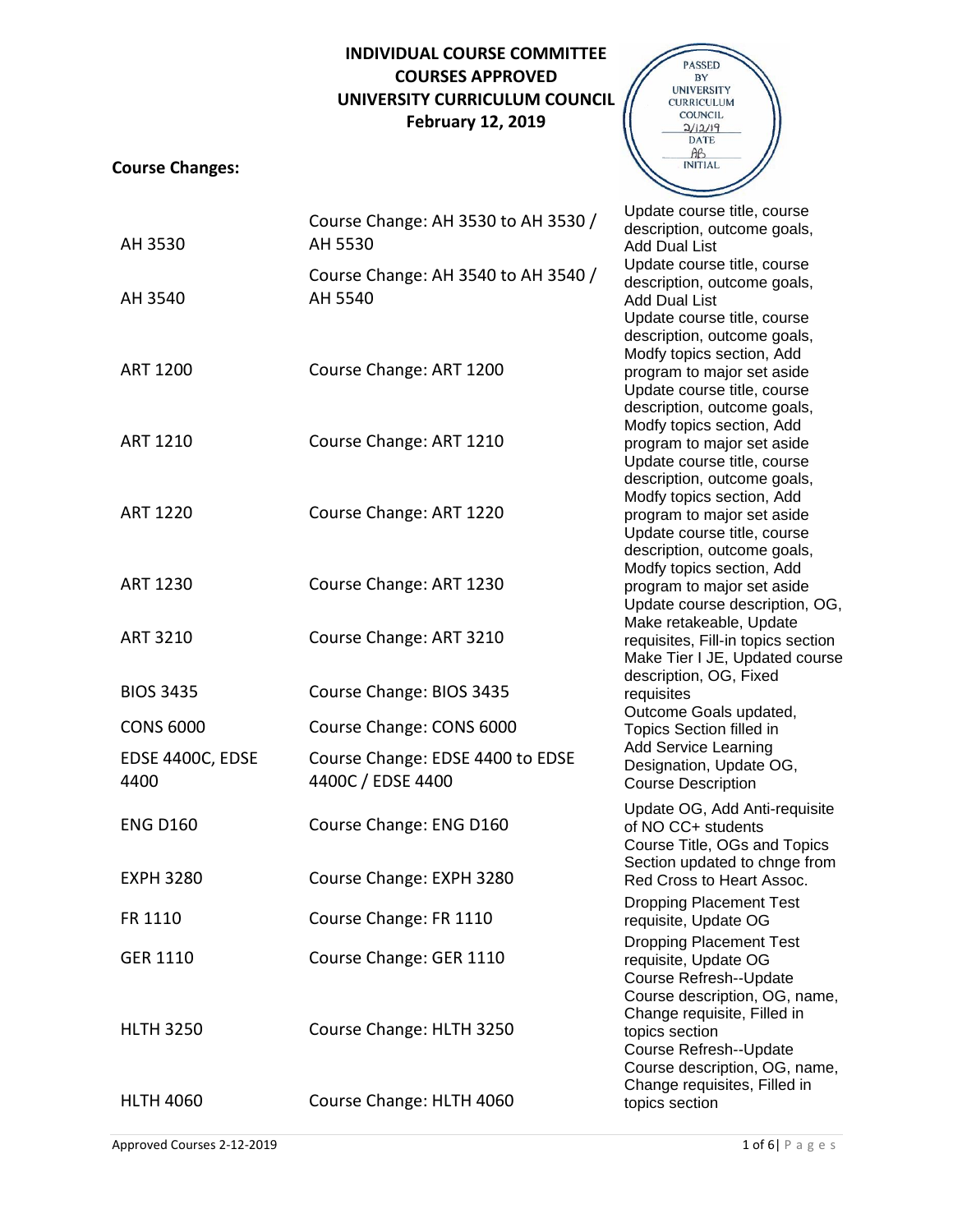# INDIVIDUAL COURSE COMMITTEE
# COURSES APPROVED
# UNIVERSITY CURRICULUM COUNCIL
# February 12, 2019

PASSED BY UNIVERSITY CURRICULUM COUNCIL 2/12/19 DATE AB INITIAL

**Course Changes:**

| | | |
|---|---|---|
| AH 3530 | Course Change: AH 3530 to AH 3530 / AH 5530 | Update course title, course description, outcome goals, Add Dual List |
| AH 3540 | Course Change: AH 3540 to AH 3540 / AH 5540 | Update course title, course description, outcome goals, Add Dual List |
| ART 1200 | Course Change: ART 1200 | Update course title, course description, outcome goals, Modfy topics section, Add program to major set aside |
| ART 1210 | Course Change: ART 1210 | Update course title, course description, outcome goals, Modfy topics section, Add program to major set aside |
| ART 1220 | Course Change: ART 1220 | Update course title, course description, outcome goals, Modfy topics section, Add program to major set aside |
| ART 1230 | Course Change: ART 1230 | Update course title, course description, outcome goals, Modfy topics section, Add program to major set aside |
| ART 3210 | Course Change: ART 3210 | Update course description, OG, Make retakeable, Update requisites, Fill-in topics section |
| BIOS 3435 | Course Change: BIOS 3435 | Make Tier I JE, Updated course description, OG, Fixed requisites |
| CONS 6000 | Course Change: CONS 6000 | Outcome Goals updated, Topics Section filled in |
| EDSE 4400C, EDSE 4400 | Course Change: EDSE 4400 to EDSE 4400C / EDSE 4400 | Add Service Learning Designation, Update OG, Course Description |
| ENG D160 | Course Change: ENG D160 | Update OG, Add Anti-requisite of NO CC+ students |
| EXPH 3280 | Course Change: EXPH 3280 | Course Title, OGs and Topics Section updated to chnge from Red Cross to Heart Assoc. |
| FR 1110 | Course Change: FR 1110 | Dropping Placement Test requisite, Update OG |
| GER 1110 | Course Change: GER 1110 | Dropping Placement Test requisite, Update OG |
| HLTH 3250 | Course Change: HLTH 3250 | Course Refresh--Update Course description, OG, name, Change requisite, Filled in topics section |
| HLTH 4060 | Course Change: HLTH 4060 | Course Refresh--Update Course description, OG, name, Change requisites, Filled in topics section |

Approved Courses 2-12-2019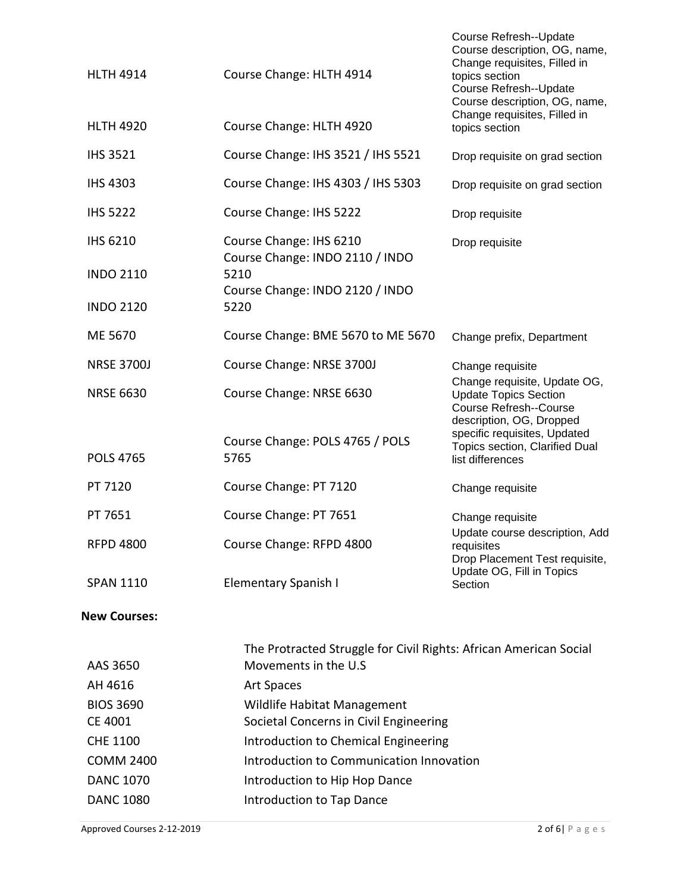| | | |
|---|---|---|
| HLTH 4914 | Course Change: HLTH 4914 | Course Refresh--Update Course description, OG, name, Change requisites, Filled in topics section |
| HLTH 4920 | Course Change: HLTH 4920 | Course Refresh--Update Course description, OG, name, Change requisites, Filled in topics section |
| IHS 3521 | Course Change: IHS 3521 / IHS 5521 | Drop requisite on grad section |
| IHS 4303 | Course Change: IHS 4303 / IHS 5303 | Drop requisite on grad section |
| IHS 5222 | Course Change: IHS 5222 | Drop requisite |
| IHS 6210 | Course Change: IHS 6210 | Drop requisite |
| INDO 2110 | Course Change: INDO 2110 / INDO 5210 | |
| INDO 2120 | Course Change: INDO 2120 / INDO 5220 | |
| ME 5670 | Course Change: BME 5670 to ME 5670 | Change prefix, Department |
| NRSE 3700J | Course Change: NRSE 3700J | Change requisite |
| NRSE 6630 | Course Change: NRSE 6630 | Change requisite, Update OG, Update Topics Section |
| POLS 4765 | Course Change: POLS 4765 / POLS 5765 | Course Refresh--Course description, OG, Dropped specific requisites, Updated Topics section, Clarified Dual list differences |
| PT 7120 | Course Change: PT 7120 | Change requisite |
| PT 7651 | Course Change: PT 7651 | Change requisite |
| RFPD 4800 | Course Change: RFPD 4800 | Update course description, Add requisites |
| SPAN 1110 | Elementary Spanish I | Drop Placement Test requisite, Update OG, Fill in Topics Section |

**New Courses:**

| | |
|---|---|
| AAS 3650 | The Protracted Struggle for Civil Rights: African American Social Movements in the U.S |
| AH 4616 | Art Spaces |
| BIOS 3690 | Wildlife Habitat Management |
| CE 4001 | Societal Concerns in Civil Engineering |
| CHE 1100 | Introduction to Chemical Engineering |
| COMM 2400 | Introduction to Communication Innovation |
| DANC 1070 | Introduction to Hip Hop Dance |
| DANC 1080 | Introduction to Tap Dance |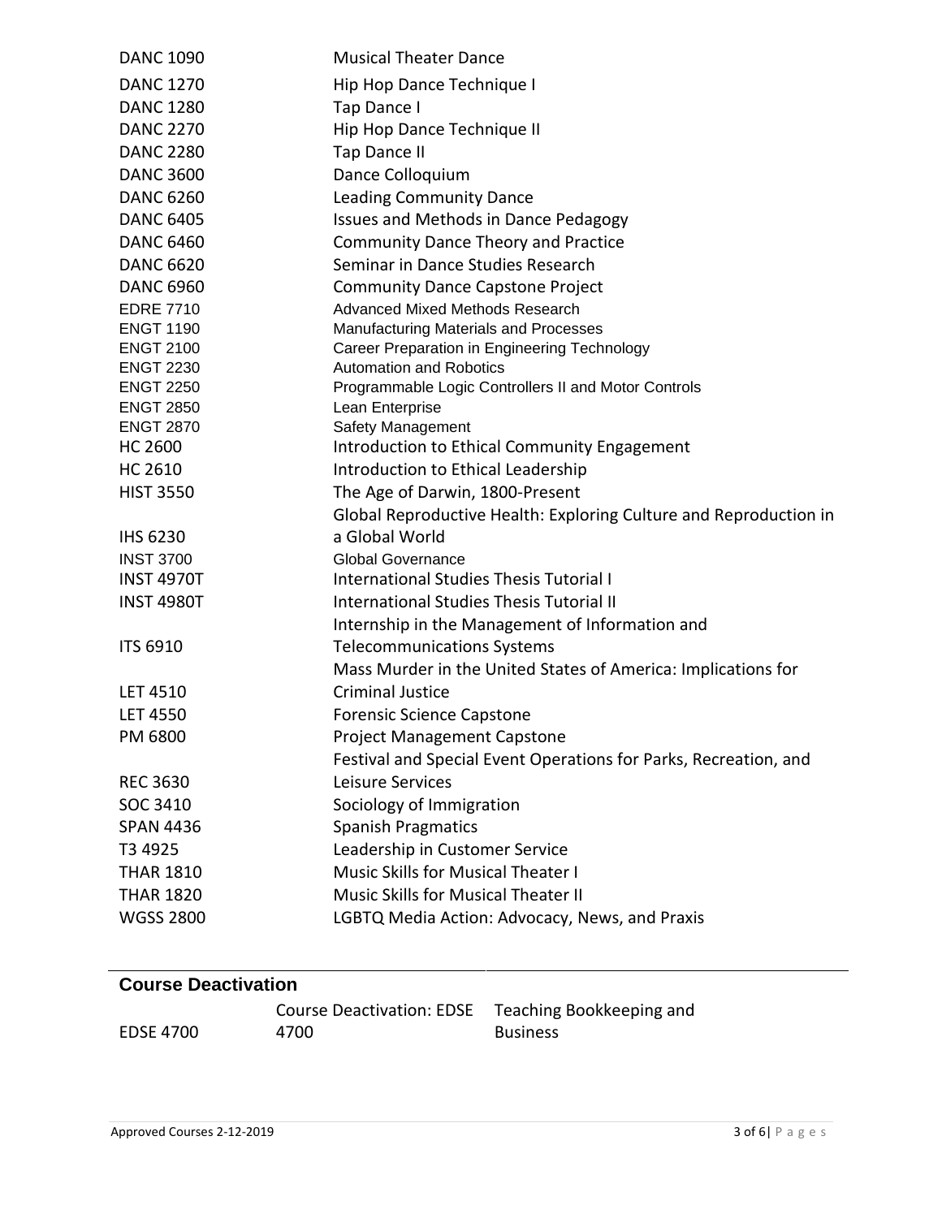| | |
|---|---|
| DANC 1090 | Musical Theater Dance |
| DANC 1270 | Hip Hop Dance Technique I |
| DANC 1280 | Tap Dance I |
| DANC 2270 | Hip Hop Dance Technique II |
| DANC 2280 | Tap Dance II |
| DANC 3600 | Dance Colloquium |
| DANC 6260 | Leading Community Dance |
| DANC 6405 | Issues and Methods in Dance Pedagogy |
| DANC 6460 | Community Dance Theory and Practice |
| DANC 6620 | Seminar in Dance Studies Research |
| DANC 6960 | Community Dance Capstone Project |
| EDRE 7710 | Advanced Mixed Methods Research |
| ENGT 1190 | Manufacturing Materials and Processes |
| ENGT 2100 | Career Preparation in Engineering Technology |
| ENGT 2230 | Automation and Robotics |
| ENGT 2250 | Programmable Logic Controllers II and Motor Controls |
| ENGT 2850 | Lean Enterprise |
| ENGT 2870 | Safety Management |
| HC 2600 | Introduction to Ethical Community Engagement |
| HC 2610 | Introduction to Ethical Leadership |
| HIST 3550 | The Age of Darwin, 1800-Present |
| IHS 6230 | Global Reproductive Health: Exploring Culture and Reproduction in a Global World |
| INST 3700 | Global Governance |
| INST 4970T | International Studies Thesis Tutorial I |
| INST 4980T | International Studies Thesis Tutorial II |
| ITS 6910 | Internship in the Management of Information and Telecommunications Systems |
| LET 4510 | Mass Murder in the United States of America: Implications for Criminal Justice |
| LET 4550 | Forensic Science Capstone |
| PM 6800 | Project Management Capstone |
| REC 3630 | Festival and Special Event Operations for Parks, Recreation, and Leisure Services |
| SOC 3410 | Sociology of Immigration |
| SPAN 4436 | Spanish Pragmatics |
| T3 4925 | Leadership in Customer Service |
| THAR 1810 | Music Skills for Musical Theater I |
| THAR 1820 | Music Skills for Musical Theater II |
| WGSS 2800 | LGBTQ Media Action: Advocacy, News, and Praxis |

## Course Deactivation

| | | |
|---|---|---|
| EDSE 4700 | Course Deactivation: EDSE 4700 | Teaching Bookkeeping and Business |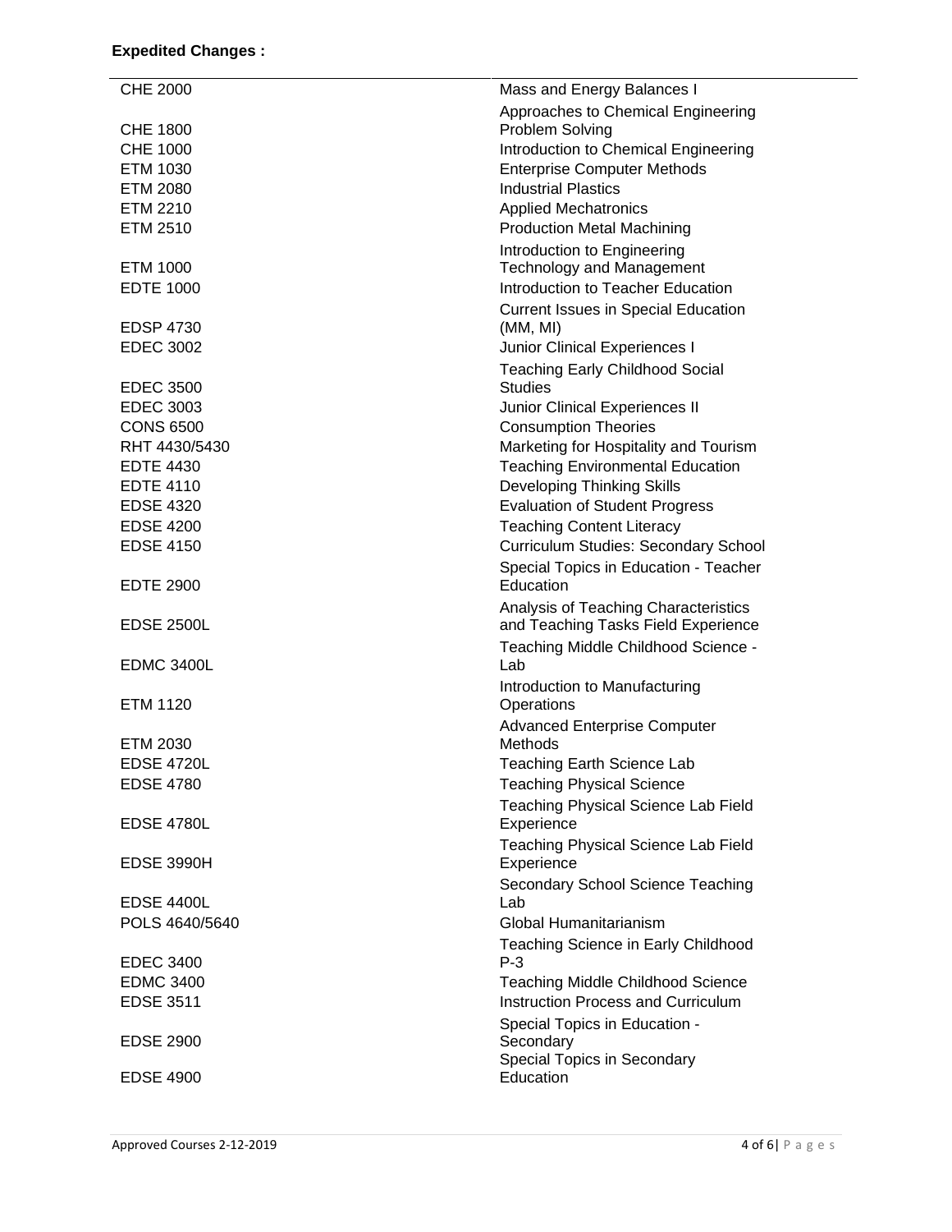**Expedited Changes :**

| | |
|---|---|
| CHE 2000 | Mass and Energy Balances I |
| CHE 1800 | Approaches to Chemical Engineering Problem Solving |
| CHE 1000 | Introduction to Chemical Engineering |
| ETM 1030 | Enterprise Computer Methods |
| ETM 2080 | Industrial Plastics |
| ETM 2210 | Applied Mechatronics |
| ETM 2510 | Production Metal Machining |
| ETM 1000 | Introduction to Engineering Technology and Management |
| EDTE 1000 | Introduction to Teacher Education |
| EDSP 4730 | Current Issues in Special Education (MM, MI) |
| EDEC 3002 | Junior Clinical Experiences I |
| EDEC 3500 | Teaching Early Childhood Social Studies |
| EDEC 3003 | Junior Clinical Experiences II |
| CONS 6500 | Consumption Theories |
| RHT 4430/5430 | Marketing for Hospitality and Tourism |
| EDTE 4430 | Teaching Environmental Education |
| EDTE 4110 | Developing Thinking Skills |
| EDSE 4320 | Evaluation of Student Progress |
| EDSE 4200 | Teaching Content Literacy |
| EDSE 4150 | Curriculum Studies: Secondary School |
| EDTE 2900 | Special Topics in Education - Teacher Education |
| EDSE 2500L | Analysis of Teaching Characteristics and Teaching Tasks Field Experience |
| EDMC 3400L | Teaching Middle Childhood Science - Lab |
| ETM 1120 | Introduction to Manufacturing Operations |
| ETM 2030 | Advanced Enterprise Computer Methods |
| EDSE 4720L | Teaching Earth Science Lab |
| EDSE 4780 | Teaching Physical Science |
| EDSE 4780L | Teaching Physical Science Lab Field Experience |
| EDSE 3990H | Teaching Physical Science Lab Field Experience |
| EDSE 4400L | Secondary School Science Teaching Lab |
| POLS 4640/5640 | Global Humanitarianism |
| EDEC 3400 | Teaching Science in Early Childhood P-3 |
| EDMC 3400 | Teaching Middle Childhood Science |
| EDSE 3511 | Instruction Process and Curriculum |
| EDSE 2900 | Special Topics in Education - Secondary |
| EDSE 4900 | Special Topics in Secondary Education |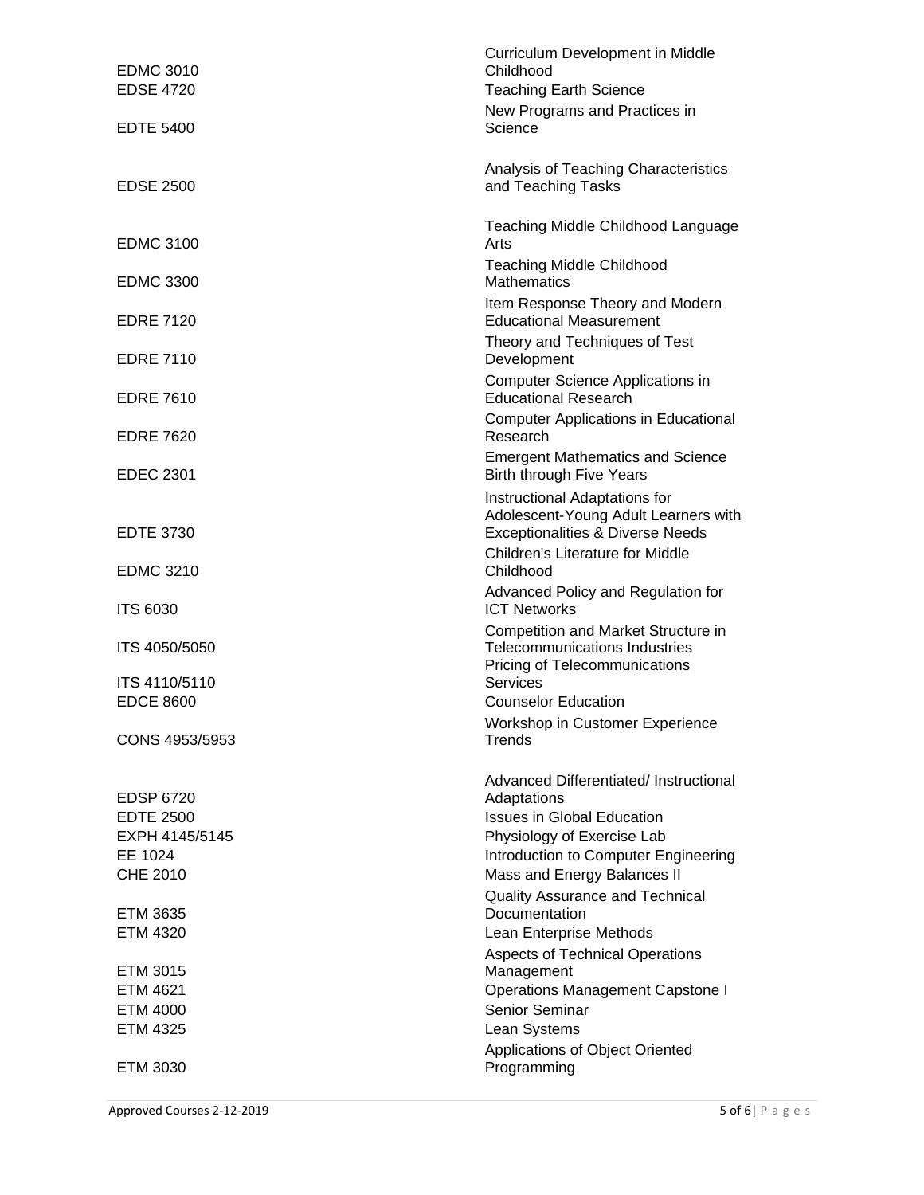| | |
|---|---|
| EDMC 3010 | Curriculum Development in Middle Childhood |
| EDSE 4720 | Teaching Earth Science |
| EDTE 5400 | New Programs and Practices in Science |
| EDSE 2500 | Analysis of Teaching Characteristics and Teaching Tasks |
| EDMC 3100 | Teaching Middle Childhood Language Arts |
| EDMC 3300 | Teaching Middle Childhood Mathematics |
| EDRE 7120 | Item Response Theory and Modern Educational Measurement |
| EDRE 7110 | Theory and Techniques of Test Development |
| EDRE 7610 | Computer Science Applications in Educational Research |
| EDRE 7620 | Computer Applications in Educational Research |
| EDEC 2301 | Emergent Mathematics and Science Birth through Five Years |
| EDTE 3730 | Instructional Adaptations for Adolescent-Young Adult Learners with Exceptionalities & Diverse Needs |
| EDMC 3210 | Children's Literature for Middle Childhood |
| ITS 6030 | Advanced Policy and Regulation for ICT Networks |
| ITS 4050/5050 | Competition and Market Structure in Telecommunications Industries |
| ITS 4110/5110 | Pricing of Telecommunications Services |
| EDCE 8600 | Counselor Education |
| CONS 4953/5953 | Workshop in Customer Experience Trends |
| EDSP 6720 | Advanced Differentiated/ Instructional Adaptations |
| EDTE 2500 | Issues in Global Education |
| EXPH 4145/5145 | Physiology of Exercise Lab |
| EE 1024 | Introduction to Computer Engineering |
| CHE 2010 | Mass and Energy Balances II |
| ETM 3635 | Quality Assurance and Technical Documentation |
| ETM 4320 | Lean Enterprise Methods |
| ETM 3015 | Aspects of Technical Operations Management |
| ETM 4621 | Operations Management Capstone I |
| ETM 4000 | Senior Seminar |
| ETM 4325 | Lean Systems |
| ETM 3030 | Applications of Object Oriented Programming |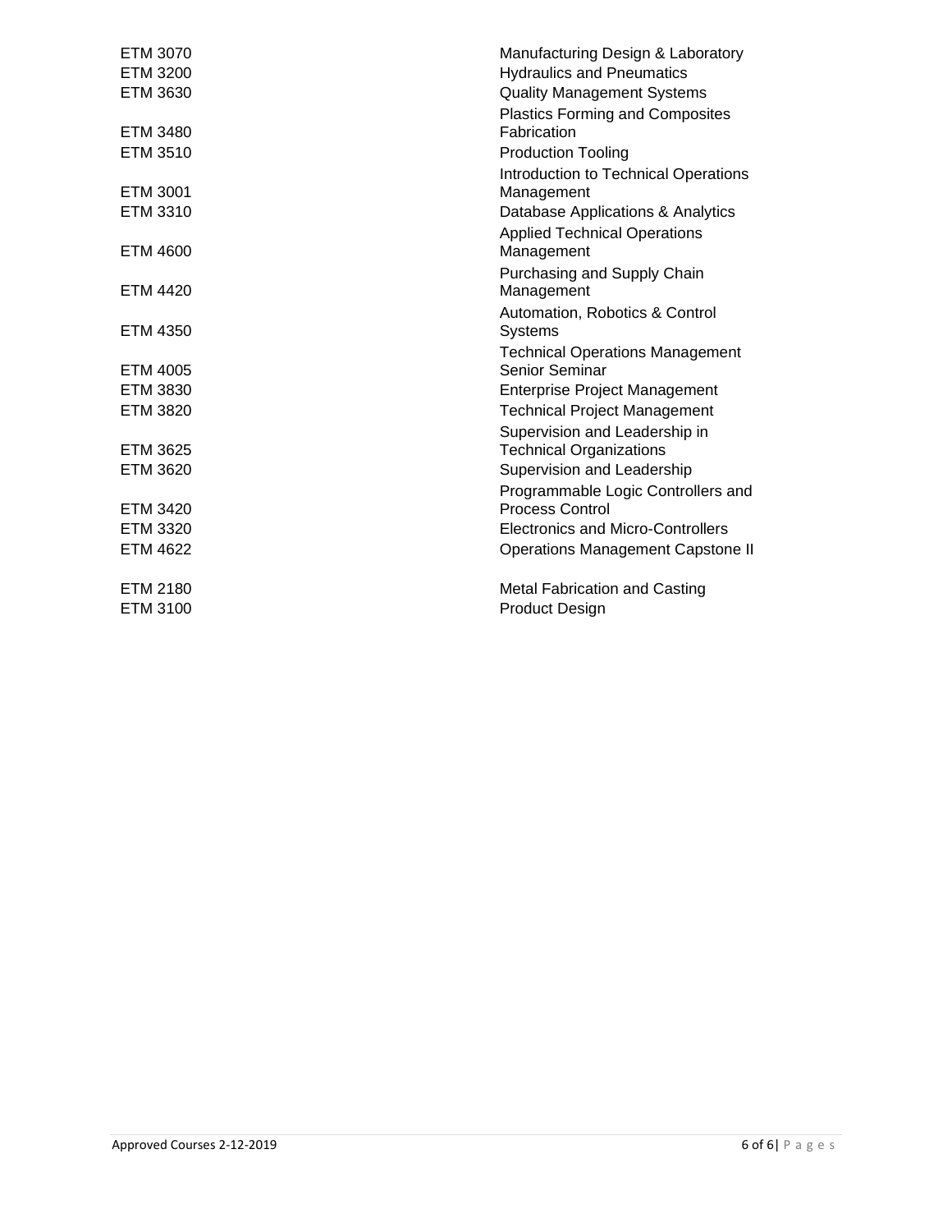| | |
|---|---|
| ETM 3070 | Manufacturing Design & Laboratory |
| ETM 3200 | Hydraulics and Pneumatics |
| ETM 3630 | Quality Management Systems |
| ETM 3480 | Plastics Forming and Composites Fabrication |
| ETM 3510 | Production Tooling |
| ETM 3001 | Introduction to Technical Operations Management |
| ETM 3310 | Database Applications & Analytics |
| ETM 4600 | Applied Technical Operations Management |
| ETM 4420 | Purchasing and Supply Chain Management |
| ETM 4350 | Automation, Robotics & Control Systems |
| ETM 4005 | Technical Operations Management Senior Seminar |
| ETM 3830 | Enterprise Project Management |
| ETM 3820 | Technical Project Management |
| ETM 3625 | Supervision and Leadership in Technical Organizations |
| ETM 3620 | Supervision and Leadership |
| ETM 3420 | Programmable Logic Controllers and Process Control |
| ETM 3320 | Electronics and Micro-Controllers |
| ETM 4622 | Operations Management Capstone II |
| ETM 2180 | Metal Fabrication and Casting |
| ETM 3100 | Product Design |